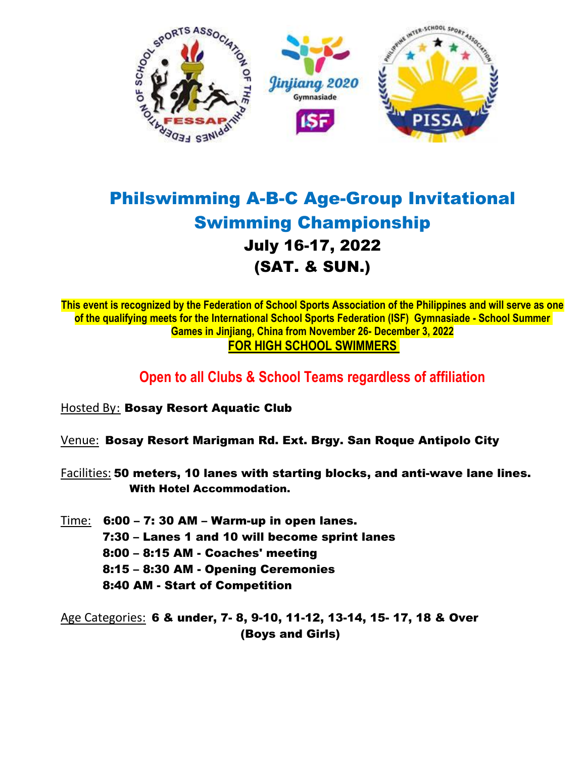# Philswimming A-B-C Age-Group Invitational Swimming Championship

## July 16-17, 2022
## (SAT. & SUN.)

**This event is recognized by the Federation of School Sports Association of the Philippines and will serve as one of the qualifying meets for the International School Sports Federation (ISF) Gymnasiade - School Summer Games in Jinjiang, China from November 26- December 3, 2022**

**FOR HIGH SCHOOL SWIMMERS**

**Open to all Clubs & School Teams regardless of affiliation**

Hosted By: **Bosay Resort Aquatic Club**

Venue: **Bosay Resort Marigman Rd. Ext. Brgy. San Roque Antipolo City**

Facilities: **50 meters, 10 lanes with starting blocks, and anti-wave lane lines. With Hotel Accommodation.**

Time:
- **6:00 – 7: 30 AM – Warm-up in open lanes.**
- **7:30 – Lanes 1 and 10 will become sprint lanes**
- **8:00 – 8:15 AM - Coaches' meeting**
- **8:15 – 8:30 AM - Opening Ceremonies**
- **8:40 AM - Start of Competition**

Age Categories: **6 & under, 7- 8, 9-10, 11-12, 13-14, 15- 17, 18 & Over (Boys and Girls)**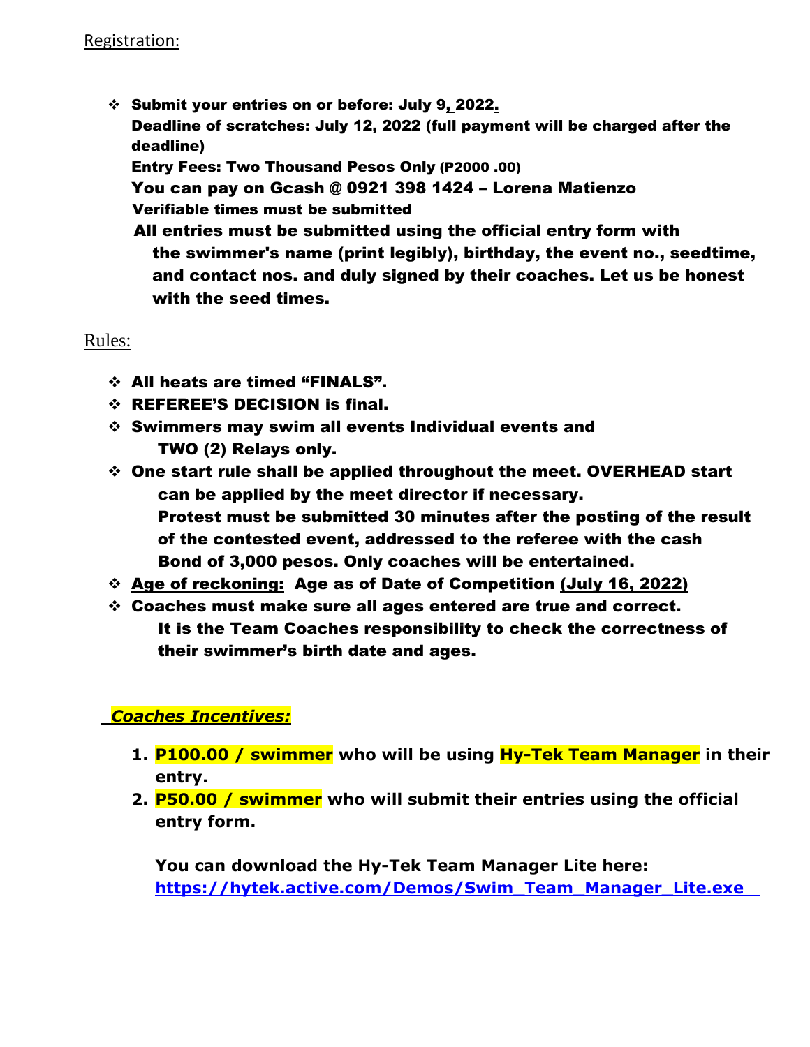Registration:

- **Submit your entries on or before: July 9, 2022.**
  **Deadline of scratches: July 12, 2022 (full payment will be charged after the deadline)**
  **Entry Fees: Two Thousand Pesos Only (P2000 .00)**
  **You can pay on Gcash @ 0921 398 1424 – Lorena Matienzo**
  **Verifiable times must be submitted**
  **All entries must be submitted using the official entry form with the swimmer's name (print legibly), birthday, the event no., seedtime, and contact nos. and duly signed by their coaches. Let us be honest with the seed times.**

Rules:

- **All heats are timed "FINALS".**
- **REFEREE'S DECISION is final.**
- **Swimmers may swim all events Individual events and TWO (2) Relays only.**
- **One start rule shall be applied throughout the meet. OVERHEAD start can be applied by the meet director if necessary.**
  **Protest must be submitted 30 minutes after the posting of the result of the contested event, addressed to the referee with the cash Bond of 3,000 pesos. Only coaches will be entertained.**
- **Age of reckoning: Age as of Date of Competition (July 16, 2022)**
- **Coaches must make sure all ages entered are true and correct.**
  **It is the Team Coaches responsibility to check the correctness of their swimmer's birth date and ages.**

***Coaches Incentives:***

1. **P100.00 / swimmer who will be using Hy-Tek Team Manager in their entry.**
2. **P50.00 / swimmer who will submit their entries using the official entry form.**

   **You can download the Hy-Tek Team Manager Lite here:**
   **https://hytek.active.com/Demos/Swim_Team_Manager_Lite.exe**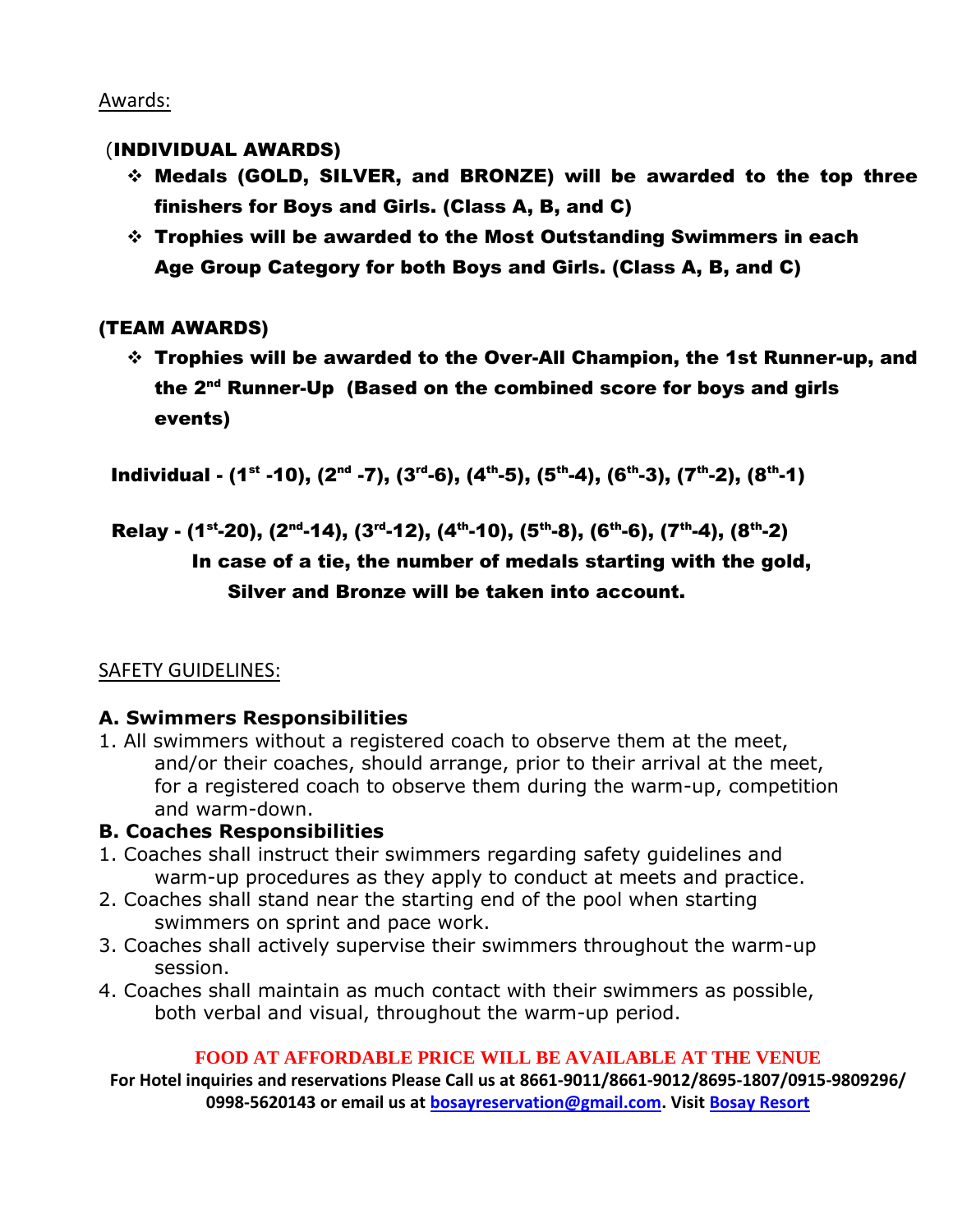Awards:

**(INDIVIDUAL AWARDS)**

- **Medals (GOLD, SILVER, and BRONZE) will be awarded to the top three finishers for Boys and Girls. (Class A, B, and C)**
- **Trophies will be awarded to the Most Outstanding Swimmers in each Age Group Category for both Boys and Girls. (Class A, B, and C)**

**(TEAM AWARDS)**

- **Trophies will be awarded to the Over-All Champion, the 1st Runner-up, and the 2nd Runner-Up (Based on the combined score for boys and girls events)**

**Individual - (1st -10), (2nd -7), (3rd-6), (4th-5), (5th-4), (6th-3), (7th-2), (8th-1)**

**Relay - (1st-20), (2nd-14), (3rd-12), (4th-10), (5th-8), (6th-6), (7th-4), (8th-2)**

**In case of a tie, the number of medals starting with the gold, Silver and Bronze will be taken into account.**

SAFETY GUIDELINES:

**A. Swimmers Responsibilities**

1. All swimmers without a registered coach to observe them at the meet, and/or their coaches, should arrange, prior to their arrival at the meet, for a registered coach to observe them during the warm-up, competition and warm-down.

**B. Coaches Responsibilities**

1. Coaches shall instruct their swimmers regarding safety guidelines and warm-up procedures as they apply to conduct at meets and practice.
2. Coaches shall stand near the starting end of the pool when starting swimmers on sprint and pace work.
3. Coaches shall actively supervise their swimmers throughout the warm-up session.
4. Coaches shall maintain as much contact with their swimmers as possible, both verbal and visual, throughout the warm-up period.

**FOOD AT AFFORDABLE PRICE WILL BE AVAILABLE AT THE VENUE**

**For Hotel inquiries and reservations Please Call us at 8661-9011/8661-9012/8695-1807/0915-9809296/ 0998-5620143 or email us at bosayreservation@gmail.com. Visit Bosay Resort**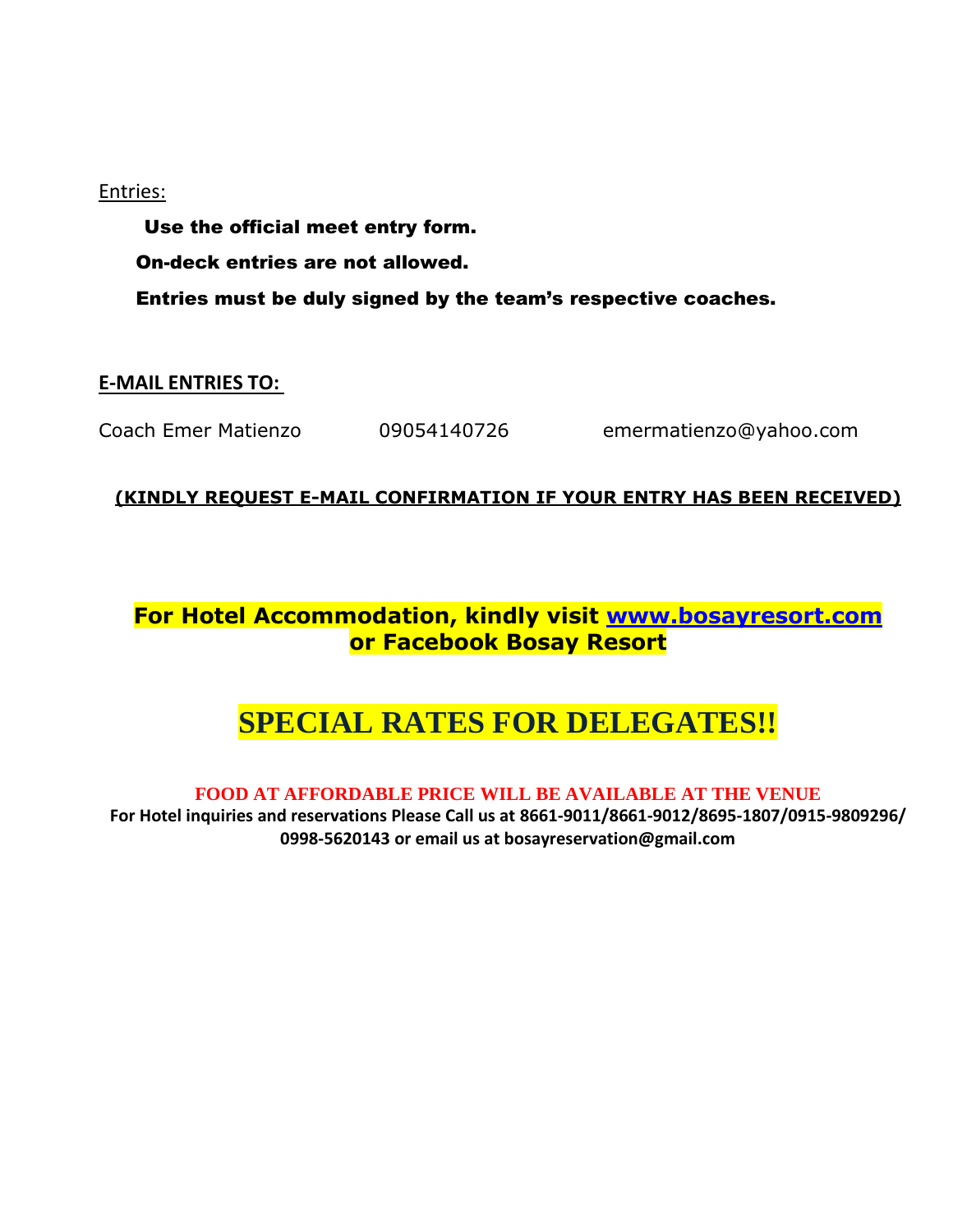Entries:

**Use the official meet entry form.**

**On-deck entries are not allowed.**

**Entries must be duly signed by the team's respective coaches.**

**E-MAIL ENTRIES TO:**

Coach Emer Matienzo 09054140726 emermatienzo@yahoo.com

**(KINDLY REQUEST E-MAIL CONFIRMATION IF YOUR ENTRY HAS BEEN RECEIVED)**

**For Hotel Accommodation, kindly visit [www.bosayresort.com](http://www.bosayresort.com) or Facebook Bosay Resort**

# SPECIAL RATES FOR DELEGATES!!

**FOOD AT AFFORDABLE PRICE WILL BE AVAILABLE AT THE VENUE**

**For Hotel inquiries and reservations Please Call us at 8661-9011/8661-9012/8695-1807/0915-9809296/ 0998-5620143 or email us at bosayreservation@gmail.com**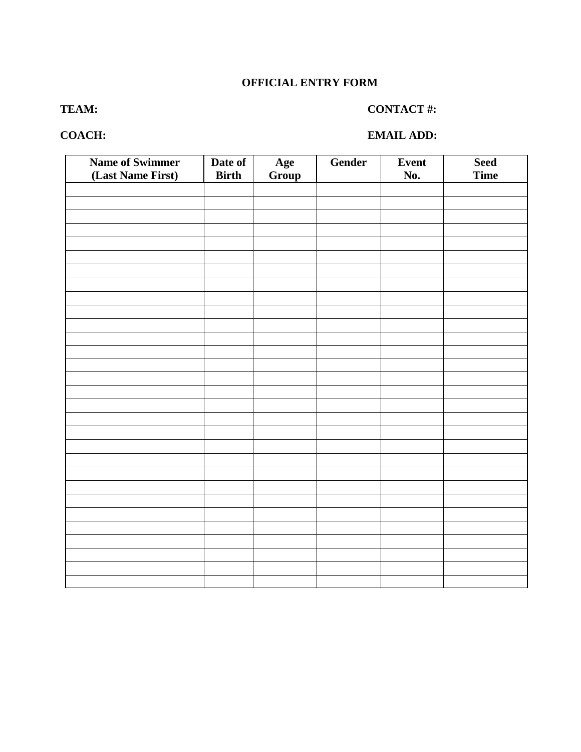**OFFICIAL ENTRY FORM**

**TEAM:** **CONTACT #:**

**COACH:** **EMAIL ADD:**

| Name of Swimmer (Last Name First) | Date of Birth | Age Group | Gender | Event No. | Seed Time |
|---|---|---|---|---|---|
| | | | | | |
| | | | | | |
| | | | | | |
| | | | | | |
| | | | | | |
| | | | | | |
| | | | | | |
| | | | | | |
| | | | | | |
| | | | | | |
| | | | | | |
| | | | | | |
| | | | | | |
| | | | | | |
| | | | | | |
| | | | | | |
| | | | | | |
| | | | | | |
| | | | | | |
| | | | | | |
| | | | | | |
| | | | | | |
| | | | | | |
| | | | | | |
| | | | | | |
| | | | | | |
| | | | | | |
| | | | | | |
| | | | | | |
| | | | | | |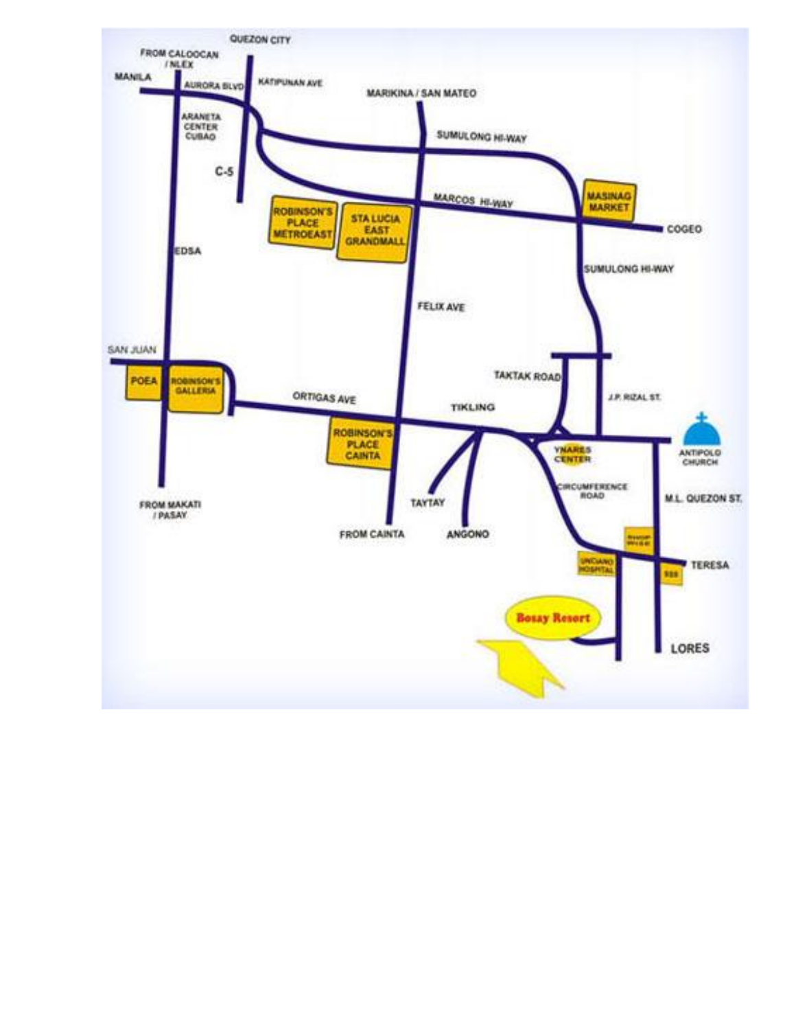QUEZON CITY
FROM CALOOCAN / NLEX
MANILA
AURORA BLVD
KATIPUNAN AVE
MARIKINA / SAN MATEO
ARANETA CENTER CUBAO
SUMULONG HI-WAY
C-5
MARCOS HI-WAY
MASINAG MARKET
ROBINSON'S PLACE METROEAST
STA LUCIA EAST GRANDMALL
COGEO
EDSA
SUMULONG HI-WAY
FELIX AVE
SAN JUAN
TAKTAK ROAD
POEA
ROBINSON'S GALLERIA
ORTIGAS AVE
J.P. RIZAL ST.
TIKLING
ROBINSON'S PLACE CAINTA
YNARES CENTER
ANTIPOLO CHURCH
CIRCUMFERENCE ROAD
FROM MAKATI / PASAY
TAYTAY
M.L. QUEZON ST.
FROM CAINTA
ANGONO
UNCIANO HOSPITAL
SSS
TERESA
Bosay Resort
LORES